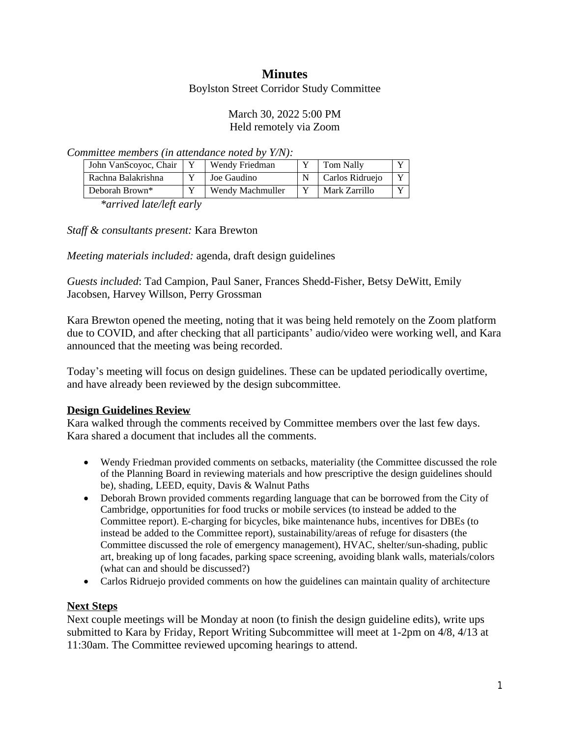# Minutes

Boylston Street Corridor Study Committee

March 30, 2022 5:00 PM
Held remotely via Zoom

*Committee members (in attendance noted by Y/N):*

| John VanScoyoc, Chair | Y | Wendy Friedman | Y | Tom Nally | Y |
|---|---|---|---|---|---|
| Rachna Balakrishna | Y | Joe Gaudino | N | Carlos Ridruejo | Y |
| Deborah Brown* | Y | Wendy Machmuller | Y | Mark Zarrillo | Y |

*\*arrived late/left early*

*Staff & consultants present:* Kara Brewton

*Meeting materials included:* agenda, draft design guidelines

*Guests included*: Tad Campion, Paul Saner, Frances Shedd-Fisher, Betsy DeWitt, Emily Jacobsen, Harvey Willson, Perry Grossman

Kara Brewton opened the meeting, noting that it was being held remotely on the Zoom platform due to COVID, and after checking that all participants' audio/video were working well, and Kara announced that the meeting was being recorded.

Today's meeting will focus on design guidelines. These can be updated periodically overtime, and have already been reviewed by the design subcommittee.

**Design Guidelines Review**

Kara walked through the comments received by Committee members over the last few days. Kara shared a document that includes all the comments.

- Wendy Friedman provided comments on setbacks, materiality (the Committee discussed the role of the Planning Board in reviewing materials and how prescriptive the design guidelines should be), shading, LEED, equity, Davis & Walnut Paths
- Deborah Brown provided comments regarding language that can be borrowed from the City of Cambridge, opportunities for food trucks or mobile services (to instead be added to the Committee report). E-charging for bicycles, bike maintenance hubs, incentives for DBEs (to instead be added to the Committee report), sustainability/areas of refuge for disasters (the Committee discussed the role of emergency management), HVAC, shelter/sun-shading, public art, breaking up of long facades, parking space screening, avoiding blank walls, materials/colors (what can and should be discussed?)
- Carlos Ridruejo provided comments on how the guidelines can maintain quality of architecture

**Next Steps**

Next couple meetings will be Monday at noon (to finish the design guideline edits), write ups submitted to Kara by Friday, Report Writing Subcommittee will meet at 1-2pm on 4/8, 4/13 at 11:30am. The Committee reviewed upcoming hearings to attend.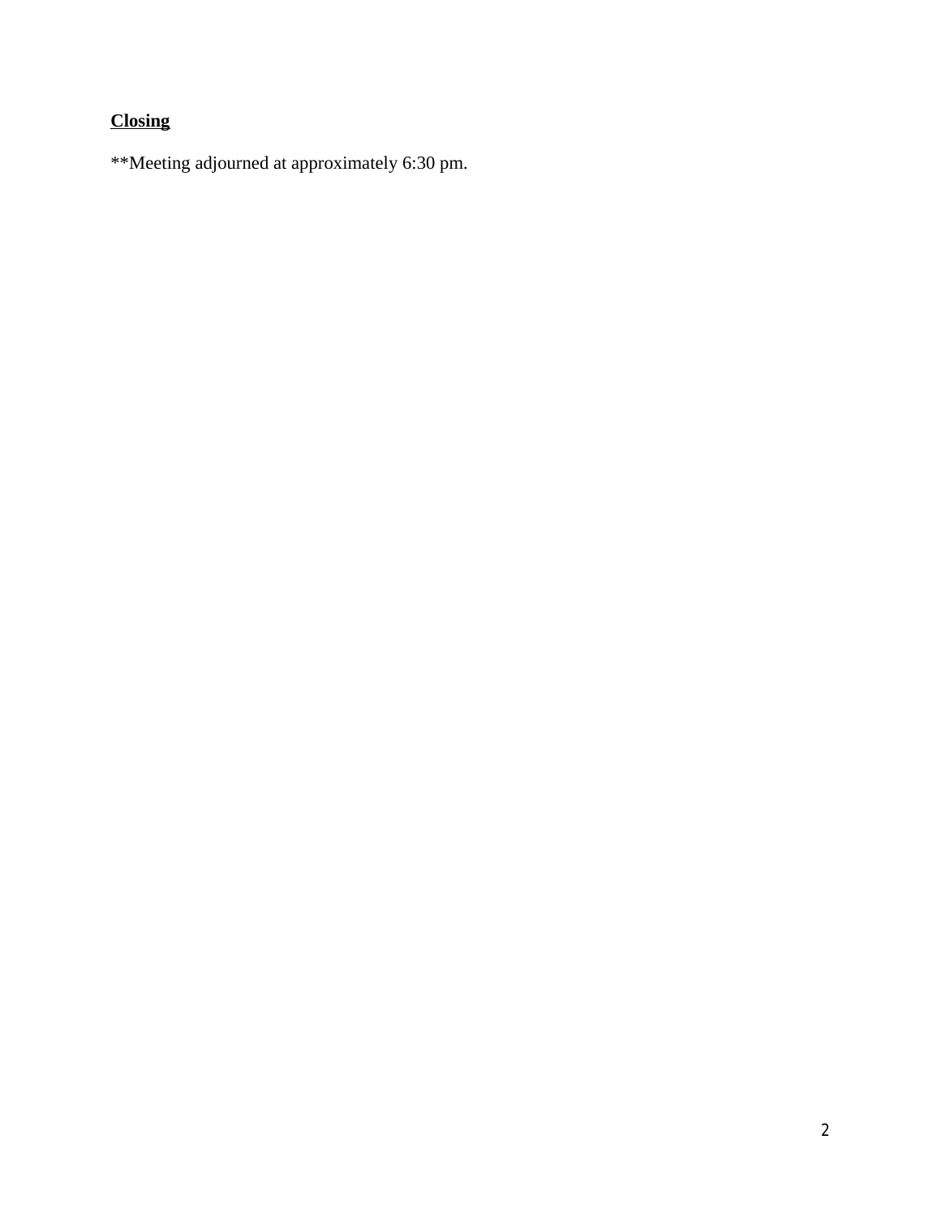**Closing**

**Meeting adjourned at approximately 6:30 pm.